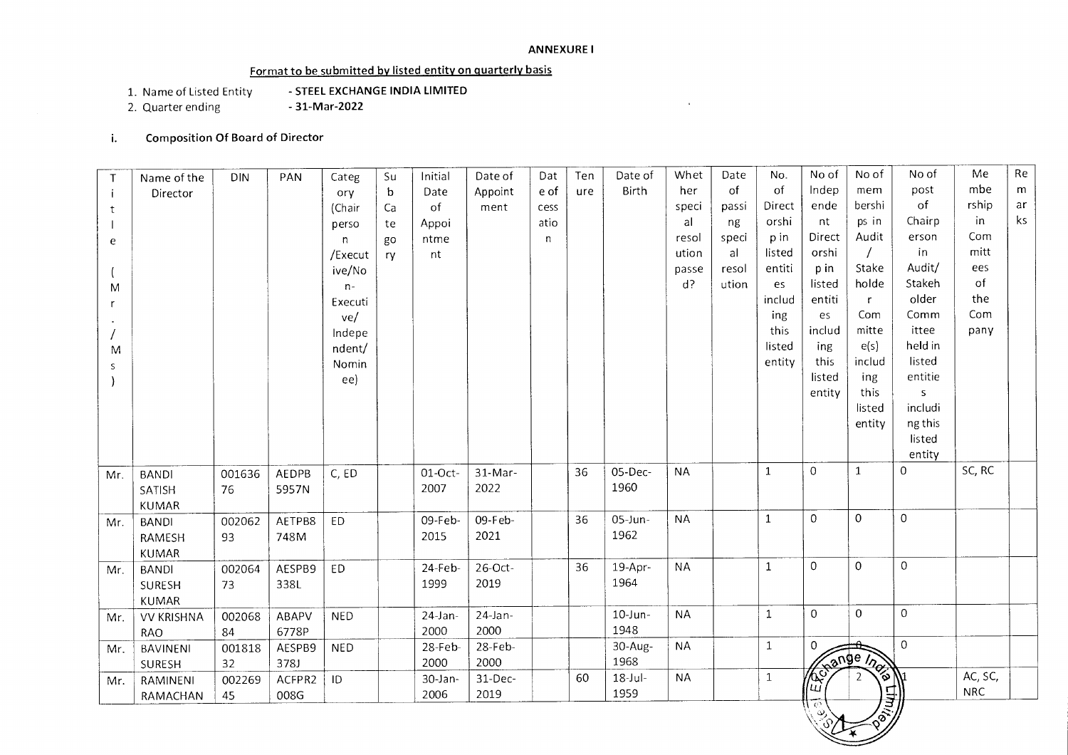**ANNEXURE I**

**Format to be submitted by listed entity on quarterly basis**

1. Name of Listed Entity - **STEEL EXCHANGE INDIA LIMITED**
2. Quarter ending - **31-Mar-2022**

**i. Composition Of Board of Director**

| Title (Mr. / Ms) | Name of the Director | DIN | PAN | Category (Chairperson /Executive/Non-Executive/ Independent/ Nominee) | Sub Category | Initial Date of Appointment | Date of Appointment | Date of cessation | Tenure | Date of Birth | Whether special resolution passed? | Date of passing special resolution | No. of Directorship in listed entities including this listed entity | No of Independent Directorship in listed entities including this listed entity | No of memberships in Audit / Stakeholder Committee(s) including this listed entity | No of post of Chairperson in Audit/ Stakeholder Committee held in listed entities including this listed entity | Membership in Committees of the Company | Remarks |
|---|---|---|---|---|---|---|---|---|---|---|---|---|---|---|---|---|---|---|
| Mr. | BANDI SATISH KUMAR | 00163676 | AEDPB5957N | C, ED | | 01-Oct-2007 | 31-Mar-2022 | | 36 | 05-Dec-1960 | NA | | 1 | 0 | 1 | 0 | SC, RC | |
| Mr. | BANDI RAMESH KUMAR | 00206293 | AETPB8748M | ED | | 09-Feb-2015 | 09-Feb-2021 | | 36 | 05-Jun-1962 | NA | | 1 | 0 | 0 | 0 | | |
| Mr. | BANDI SURESH KUMAR | 00206473 | AESPB9338L | ED | | 24-Feb-1999 | 26-Oct-2019 | | 36 | 19-Apr-1964 | NA | | 1 | 0 | 0 | 0 | | |
| Mr. | VV KRISHNA RAO | 00206884 | ABAPV6778P | NED | | 24-Jan-2000 | 24-Jan-2000 | | | 10-Jun-1948 | NA | | 1 | 0 | 0 | 0 | | |
| Mr. | BAVINENI SURESH | 00181832 | AESPB9378J | NED | | 28-Feb-2000 | 28-Feb-2000 | | | 30-Aug-1968 | NA | | 1 | 0 | 0 | 0 | | |
| Mr. | RAMINENI RAMACHAN | 00226945 | ACFPR2008G | ID | | 30-Jan-2006 | 31-Dec-2019 | | 60 | 18-Jul-1959 | NA | | 1 | 1 | 2 | 1 | AC, SC, NRC | |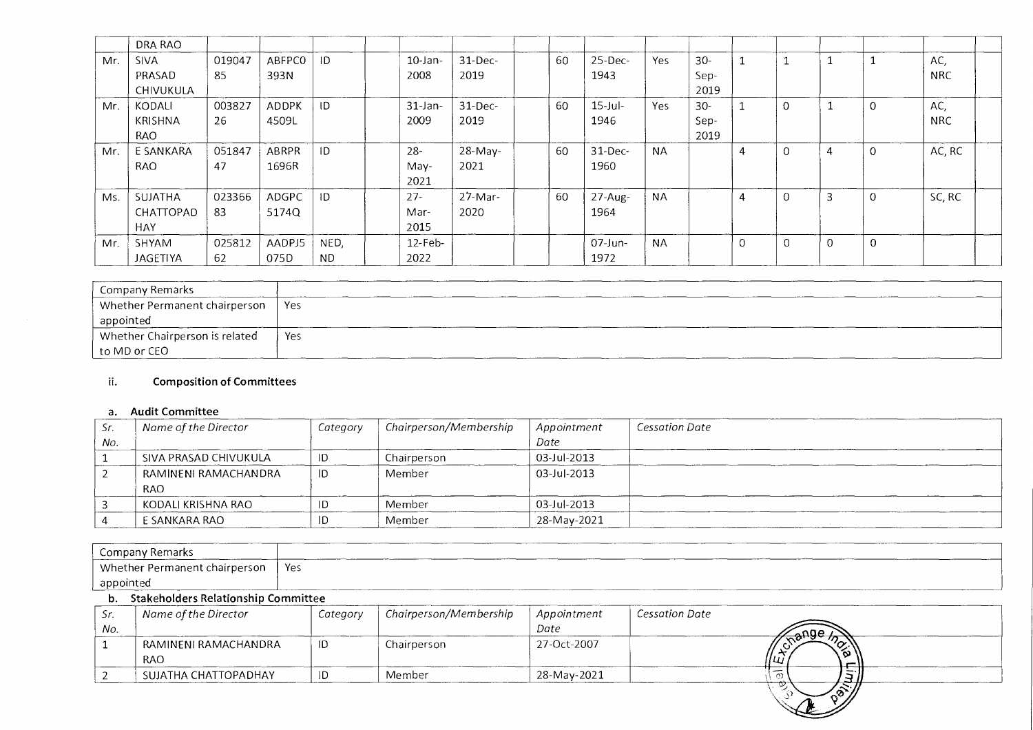| | | | | | | | | | | | | | | | | | | |
|---|---|---|---|---|---|---|---|---|---|---|---|---|---|---|---|---|---|---|
| | DRA RAO | | | | | | | | | | | | | | | | | |
| Mr. | SIVA PRASAD CHIVUKULA | 01904785 | ABFPC0393N | ID | | 10-Jan-2008 | 31-Dec-2019 | | 60 | 25-Dec-1943 | Yes | 30-Sep-2019 | 1 | 1 | 1 | 1 | AC, NRC | |
| Mr. | KODALI KRISHNA RAO | 00382726 | ADDPK4509L | ID | | 31-Jan-2009 | 31-Dec-2019 | | 60 | 15-Jul-1946 | Yes | 30-Sep-2019 | 1 | 0 | 1 | 0 | AC, NRC | |
| Mr. | E SANKARA RAO | 05184747 | ABRPR1696R | ID | | 28-May-2021 | 28-May-2021 | | 60 | 31-Dec-1960 | NA | | 4 | 0 | 4 | 0 | AC, RC | |
| Ms. | SUJATHA CHATTOPADHAY | 02336683 | ADGPC5174Q | ID | | 27-Mar-2015 | 27-Mar-2020 | | 60 | 27-Aug-1964 | NA | | 4 | 0 | 3 | 0 | SC, RC | |
| Mr. | SHYAM JAGETIYA | 02581262 | AADPJ5075D | NED, ND | | 12-Feb-2022 | | | | 07-Jun-1972 | NA | | 0 | 0 | 0 | 0 | | |

| Company Remarks | |
|---|---|
| Whether Permanent chairperson appointed | Yes |
| Whether Chairperson is related to MD or CEO | Yes |

### ii. Composition of Committees

#### a. Audit Committee

| Sr. No. | Name of the Director | Category | Chairperson/Membership | Appointment Date | Cessation Date |
|---|---|---|---|---|---|
| 1 | SIVA PRASAD CHIVUKULA | ID | Chairperson | 03-Jul-2013 | |
| 2 | RAMINENI RAMACHANDRA RAO | ID | Member | 03-Jul-2013 | |
| 3 | KODALI KRISHNA RAO | ID | Member | 03-Jul-2013 | |
| 4 | E SANKARA RAO | ID | Member | 28-May-2021 | |

| Company Remarks | |
|---|---|
| Whether Permanent chairperson appointed | Yes |

#### b. Stakeholders Relationship Committee

| Sr. No. | Name of the Director | Category | Chairperson/Membership | Appointment Date | Cessation Date |
|---|---|---|---|---|---|
| 1 | RAMINENI RAMACHANDRA RAO | ID | Chairperson | 27-Oct-2007 | |
| 2 | SUJATHA CHATTOPADHAY | ID | Member | 28-May-2021 | |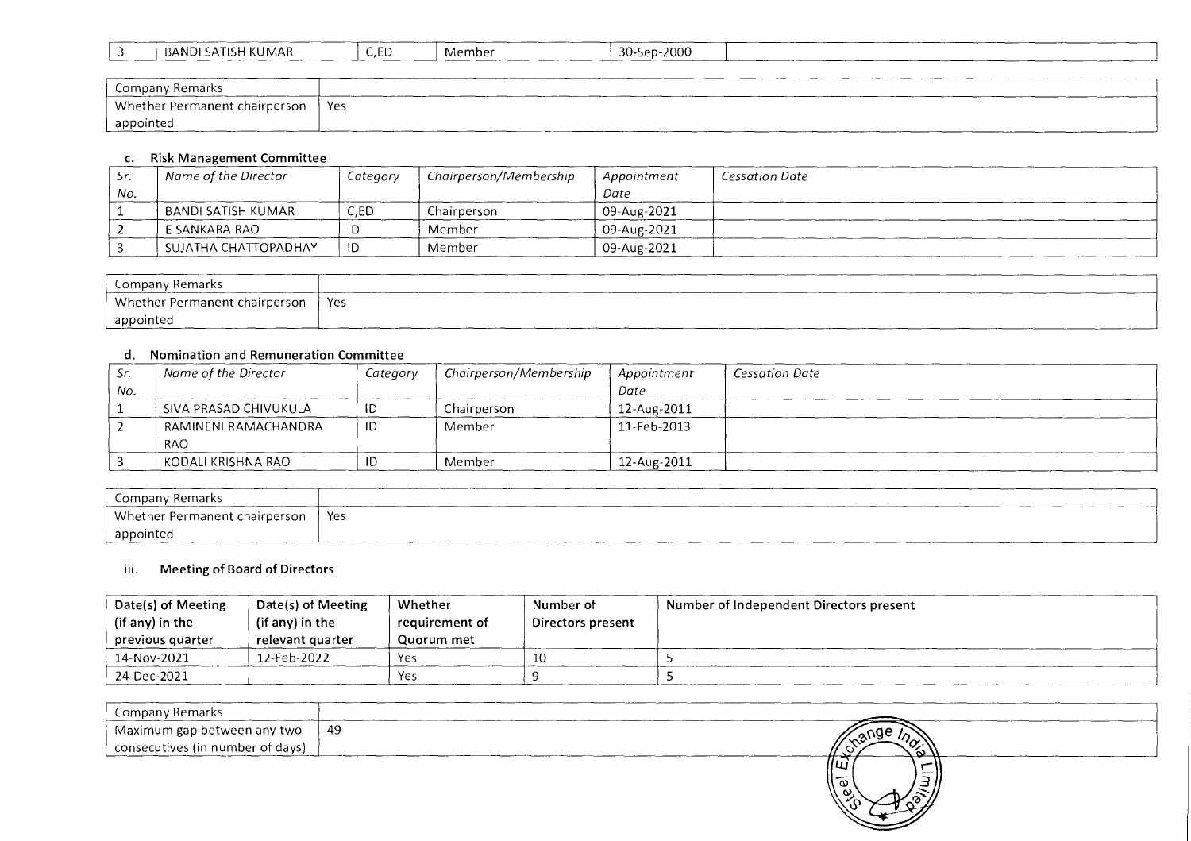| 3 | BANDI SATISH KUMAR | C,ED | Member | 30-Sep-2000 | |
|---|---|---|---|---|---|

| Company Remarks | |
|---|---|
| Whether Permanent chairperson appointed | Yes |

### c. Risk Management Committee

| Sr. No. | Name of the Director | Category | Chairperson/Membership | Appointment Date | Cessation Date |
|---|---|---|---|---|---|
| 1 | BANDI SATISH KUMAR | C,ED | Chairperson | 09-Aug-2021 | |
| 2 | E SANKARA RAO | ID | Member | 09-Aug-2021 | |
| 3 | SUJATHA CHATTOPADHAY | ID | Member | 09-Aug-2021 | |

| Company Remarks | |
|---|---|
| Whether Permanent chairperson appointed | Yes |

### d. Nomination and Remuneration Committee

| Sr. No. | Name of the Director | Category | Chairperson/Membership | Appointment Date | Cessation Date |
|---|---|---|---|---|---|
| 1 | SIVA PRASAD CHIVUKULA | ID | Chairperson | 12-Aug-2011 | |
| 2 | RAMINENI RAMACHANDRA RAO | ID | Member | 11-Feb-2013 | |
| 3 | KODALI KRISHNA RAO | ID | Member | 12-Aug-2011 | |

| Company Remarks | |
|---|---|
| Whether Permanent chairperson appointed | Yes |

### iii. Meeting of Board of Directors

| Date(s) of Meeting (if any) in the previous quarter | Date(s) of Meeting (if any) in the relevant quarter | Whether requirement of Quorum met | Number of Directors present | Number of Independent Directors present |
|---|---|---|---|---|
| 14-Nov-2021 | 12-Feb-2022 | Yes | 10 | 5 |
| 24-Dec-2021 | | Yes | 9 | 5 |

| Company Remarks | |
|---|---|
| Maximum gap between any two consecutives (in number of days) | 49 |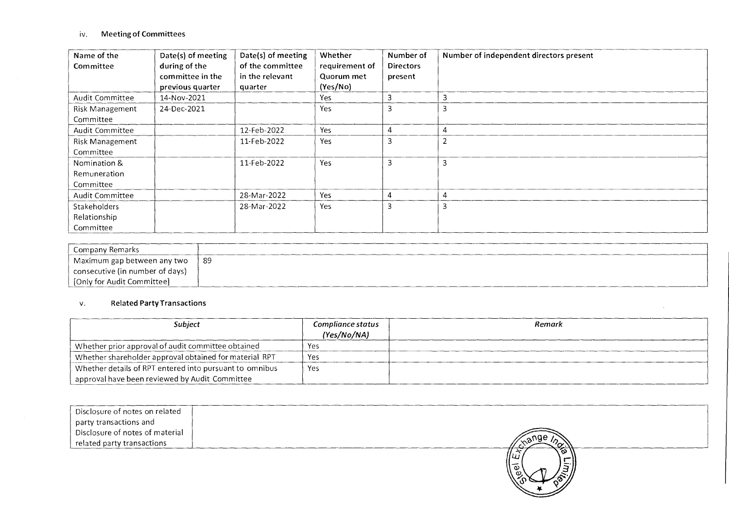#### iv. Meeting of Committees

| Name of the Committee | Date(s) of meeting during of the committee in the previous quarter | Date(s) of meeting of the committee in the relevant quarter | Whether requirement of Quorum met (Yes/No) | Number of Directors present | Number of independent directors present |
|---|---|---|---|---|---|
| Audit Committee | 14-Nov-2021 | | Yes | 3 | 3 |
| Risk Management Committee | 24-Dec-2021 | | Yes | 3 | 3 |
| Audit Committee | | 12-Feb-2022 | Yes | 4 | 4 |
| Risk Management Committee | | 11-Feb-2022 | Yes | 3 | 2 |
| Nomination & Remuneration Committee | | 11-Feb-2022 | Yes | 3 | 3 |
| Audit Committee | | 28-Mar-2022 | Yes | 4 | 4 |
| Stakeholders Relationship Committee | | 28-Mar-2022 | Yes | 3 | 3 |

| Company Remarks | |
|---|---|
| Maximum gap between any two consecutive (in number of days) [Only for Audit Committee] | 89 |

#### v. Related Party Transactions

| *Subject* | *Compliance status (Yes/No/NA)* | *Remark* |
|---|---|---|
| Whether prior approval of audit committee obtained | Yes | |
| Whether shareholder approval obtained for material RPT | Yes | |
| Whether details of RPT entered into pursuant to omnibus approval have been reviewed by Audit Committee | Yes | |

| Disclosure of notes on related party transactions and Disclosure of notes of material related party transactions | |
|---|---|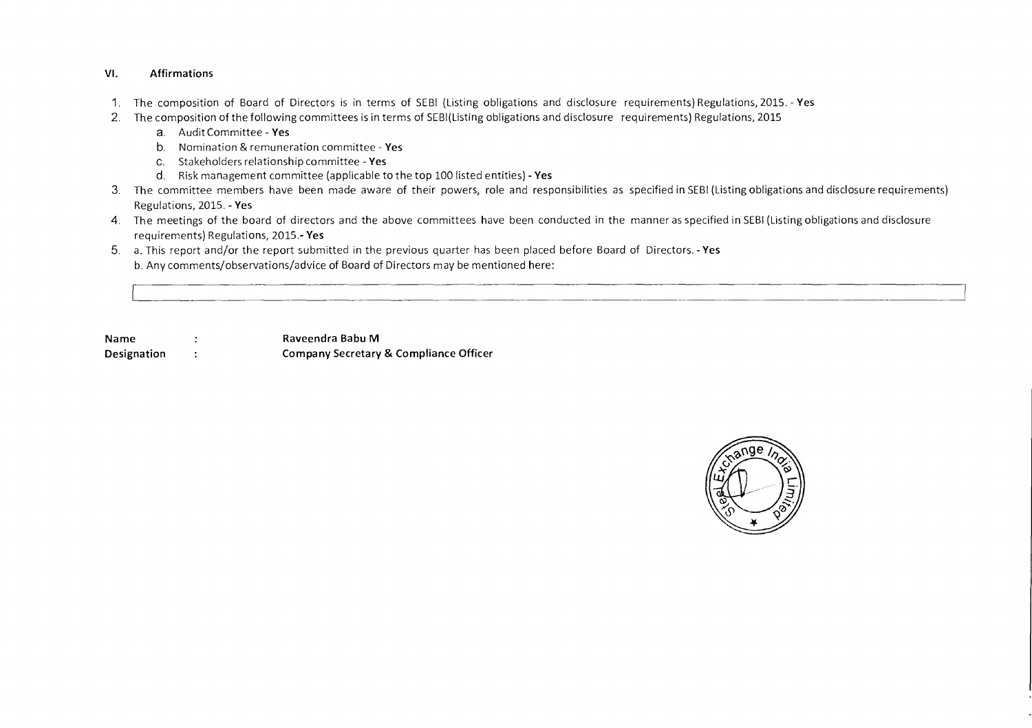## VI. Affirmations

1. The composition of Board of Directors is in terms of SEBI (Listing obligations and disclosure requirements) Regulations, 2015. - **Yes**
2. The composition of the following committees is in terms of SEBI(Listing obligations and disclosure requirements) Regulations, 2015
   a. Audit Committee - **Yes**
   b. Nomination & remuneration committee - **Yes**
   c. Stakeholders relationship committee - **Yes**
   d. Risk management committee (applicable to the top 100 listed entities) - **Yes**
3. The committee members have been made aware of their powers, role and responsibilities as specified in SEBI (Listing obligations and disclosure requirements) Regulations, 2015. - **Yes**
4. The meetings of the board of directors and the above committees have been conducted in the manner as specified in SEBI (Listing obligations and disclosure requirements) Regulations, 2015.- **Yes**
5. a. This report and/or the report submitted in the previous quarter has been placed before Board of Directors. - **Yes**
   b. Any comments/observations/advice of Board of Directors may be mentioned here:

| |
|---|
| |

**Name** : **Raveendra Babu M**
**Designation** : **Company Secretary & Compliance Officer**

Steel Exchange India Limited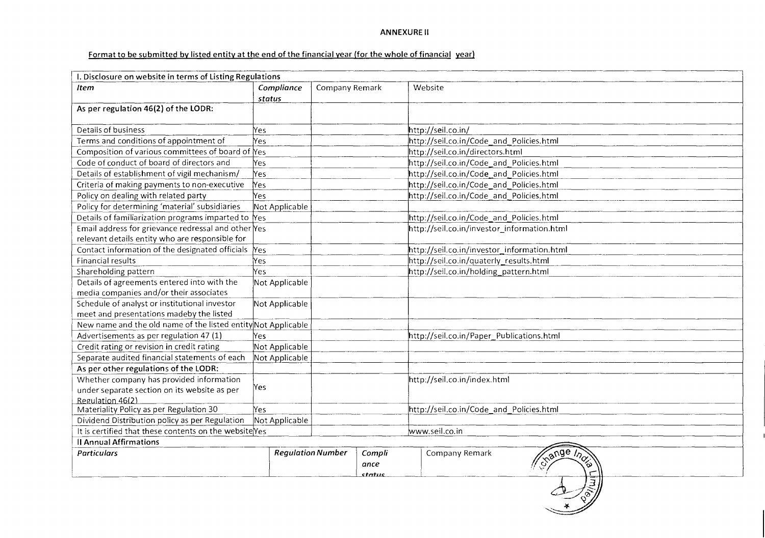**ANNEXURE II**

**Format to be submitted by listed entity at the end of the financial year (for the whole of financial year)**

| I. Disclosure on website in terms of Listing Regulations | | | |
|---|---|---|---|
| *Item* | *Compliance status* | Company Remark | Website |
| **As per regulation 46(2) of the LODR:** | | | |
| Details of business | Yes | | http://seil.co.in/ |
| Terms and conditions of appointment of | Yes | | http://seil.co.in/Code_and_Policies.html |
| Composition of various committees of board of | Yes | | http://seil.co.in/directors.html |
| Code of conduct of board of directors and | Yes | | http://seil.co.in/Code_and_Policies.html |
| Details of establishment of vigil mechanism/ | Yes | | http://seil.co.in/Code_and_Policies.html |
| Criteria of making payments to non-executive | Yes | | http://seil.co.in/Code_and_Policies.html |
| Policy on dealing with related party | Yes | | http://seil.co.in/Code_and_Policies.html |
| Policy for determining 'material' subsidiaries | Not Applicable | | |
| Details of familiarization programs imparted to | Yes | | http://seil.co.in/Code_and_Policies.html |
| Email address for grievance redressal and other relevant details entity who are responsible for | Yes | | http://seil.co.in/investor_information.html |
| Contact information of the designated officials | Yes | | http://seil.co.in/investor_information.html |
| Financial results | Yes | | http://seil.co.in/quaterly_results.html |
| Shareholding pattern | Yes | | http://seil.co.in/holding_pattern.html |
| Details of agreements entered into with the media companies and/or their associates | Not Applicable | | |
| Schedule of analyst or institutional investor meet and presentations madeby the listed | Not Applicable | | |
| New name and the old name of the listed entity | Not Applicable | | |
| Advertisements as per regulation 47 (1) | Yes | | http://seil.co.in/Paper_Publications.html |
| Credit rating or revision in credit rating | Not Applicable | | |
| Separate audited financial statements of each | Not Applicable | | |
| **As per other regulations of the LODR:** | | | |
| Whether company has provided information under separate section on its website as per Regulation 46(2) | Yes | | http://seil.co.in/index.html |
| Materiality Policy as per Regulation 30 | Yes | | http://seil.co.in/Code_and_Policies.html |
| Dividend Distribution policy as per Regulation | Not Applicable | | |
| It is certified that these contents on the website | Yes | | www.seil.co.in |

| **II Annual Affirmations** | | | |
|---|---|---|---|
| *Particulars* | *Regulation Number* | *Compliance status* | Company Remark |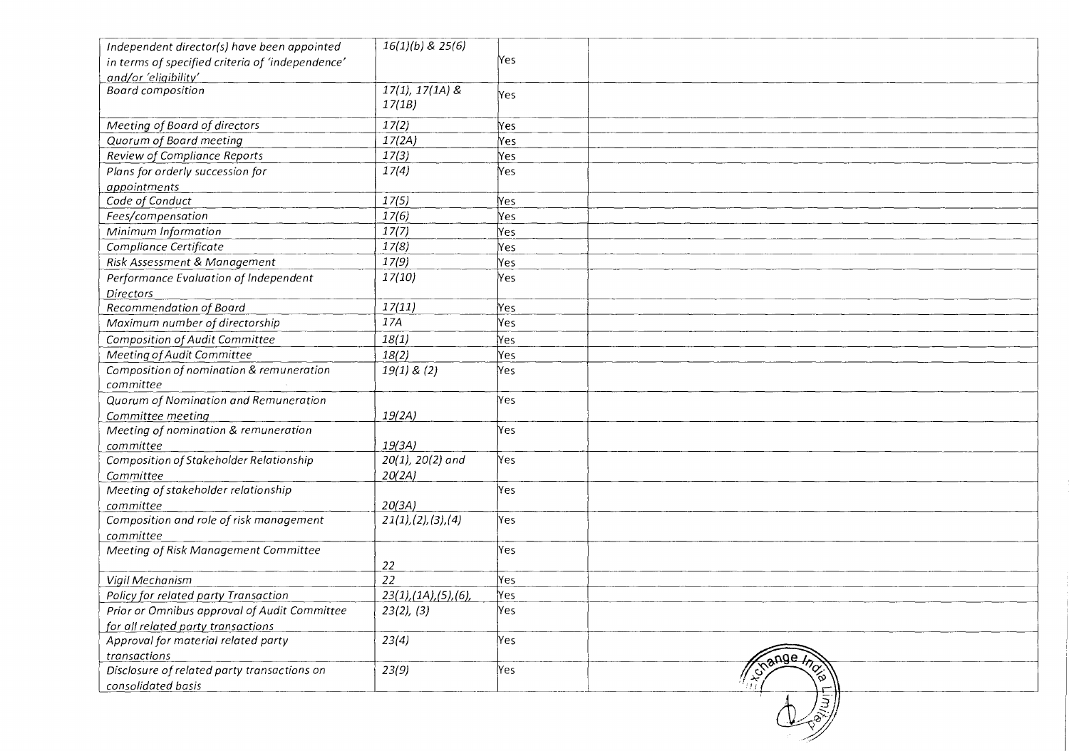| *Independent director(s) have been appointed in terms of specified criteria of 'independence' and/or 'eligibility'* | *16(1)(b) & 25(6)* | Yes | |
|---|---|---|---|
| *Board composition* | *17(1), 17(1A) & 17(1B)* | Yes | |
| *Meeting of Board of directors* | *17(2)* | Yes | |
| *Quorum of Board meeting* | *17(2A)* | Yes | |
| *Review of Compliance Reports* | *17(3)* | Yes | |
| *Plans for orderly succession for appointments* | *17(4)* | Yes | |
| *Code of Conduct* | *17(5)* | Yes | |
| *Fees/compensation* | *17(6)* | Yes | |
| *Minimum Information* | *17(7)* | Yes | |
| *Compliance Certificate* | *17(8)* | Yes | |
| *Risk Assessment & Management* | *17(9)* | Yes | |
| *Performance Evaluation of Independent Directors* | *17(10)* | Yes | |
| *Recommendation of Board* | *17(11)* | Yes | |
| *Maximum number of directorship* | *17A* | Yes | |
| *Composition of Audit Committee* | *18(1)* | Yes | |
| *Meeting of Audit Committee* | *18(2)* | Yes | |
| *Composition of nomination & remuneration committee* | *19(1) & (2)* | Yes | |
| *Quorum of Nomination and Remuneration Committee meeting* | *19(2A)* | Yes | |
| *Meeting of nomination & remuneration committee* | *19(3A)* | Yes | |
| *Composition of Stakeholder Relationship Committee* | *20(1), 20(2) and 20(2A)* | Yes | |
| *Meeting of stakeholder relationship committee* | *20(3A)* | Yes | |
| *Composition and role of risk management committee* | *21(1),(2),(3),(4)* | Yes | |
| *Meeting of Risk Management Committee* | *22* | Yes | |
| *Vigil Mechanism* | *22* | Yes | |
| *Policy for related party Transaction* | *23(1),(1A),(5),(6),* | Yes | |
| *Prior or Omnibus approval of Audit Committee for all related party transactions* | *23(2), (3)* | Yes | |
| *Approval for material related party transactions* | *23(4)* | Yes | |
| *Disclosure of related party transactions on consolidated basis* | *23(9)* | Yes | |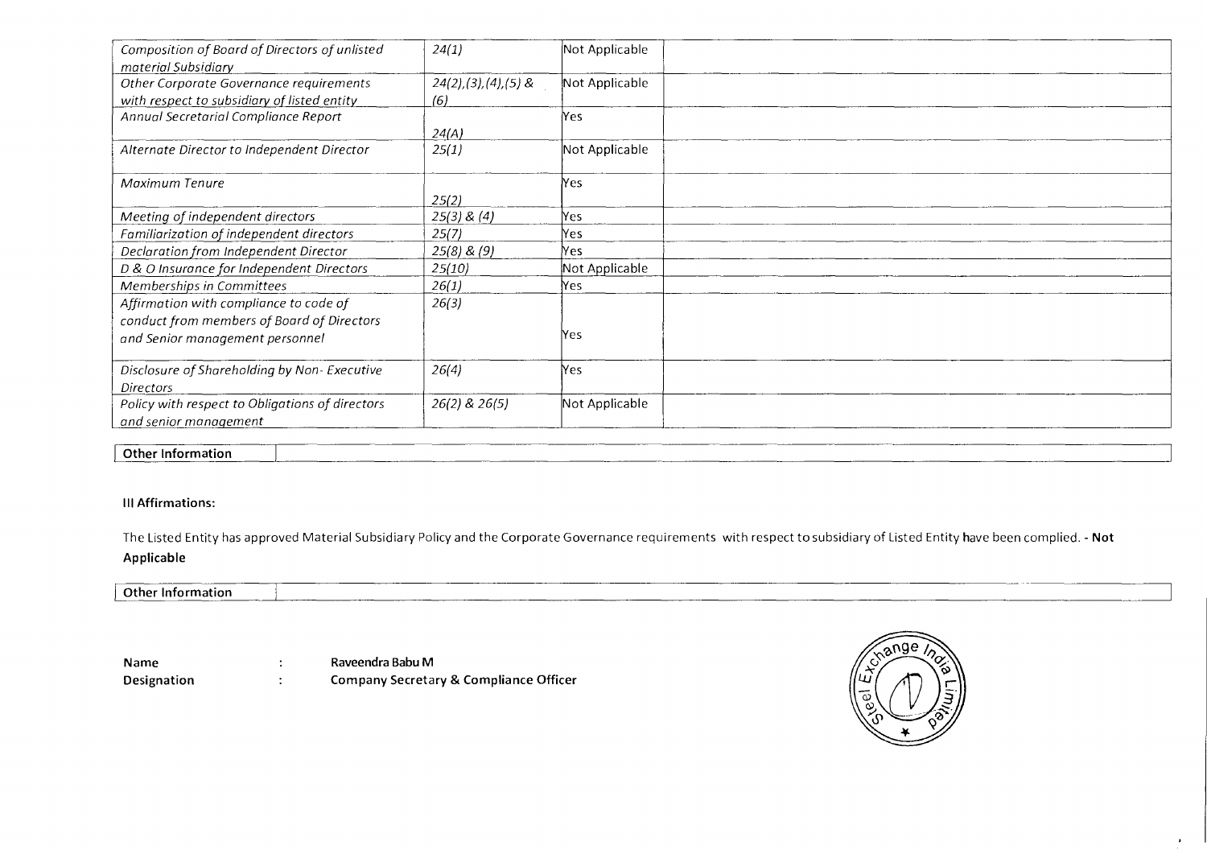| | | | |
|---|---|---|---|
| *Composition of Board of Directors of unlisted material Subsidiary* | *24(1)* | Not Applicable | |
| *Other Corporate Governance requirements with respect to subsidiary of listed entity* | *24(2),(3),(4),(5) & (6)* | Not Applicable | |
| *Annual Secretarial Compliance Report* | *24(A)* | Yes | |
| *Alternate Director to Independent Director* | *25(1)* | Not Applicable | |
| *Maximum Tenure* | *25(2)* | Yes | |
| *Meeting of independent directors* | *25(3) & (4)* | Yes | |
| *Familiarization of independent directors* | *25(7)* | Yes | |
| *Declaration from Independent Director* | *25(8) & (9)* | Yes | |
| *D & O Insurance for Independent Directors* | *25(10)* | Not Applicable | |
| *Memberships in Committees* | *26(1)* | Yes | |
| *Affirmation with compliance to code of conduct from members of Board of Directors and Senior management personnel* | *26(3)* | Yes | |
| *Disclosure of Shareholding by Non- Executive Directors* | *26(4)* | Yes | |
| *Policy with respect to Obligations of directors and senior management* | *26(2) & 26(5)* | Not Applicable | |

| **Other Information** | |
|---|---|

**III Affirmations:**

The Listed Entity has approved Material Subsidiary Policy and the Corporate Governance requirements with respect to subsidiary of Listed Entity have been complied. - **Not Applicable**

| **Other Information** | |
|---|---|

**Name** : **Raveendra Babu M**

**Designation** : **Company Secretary & Compliance Officer**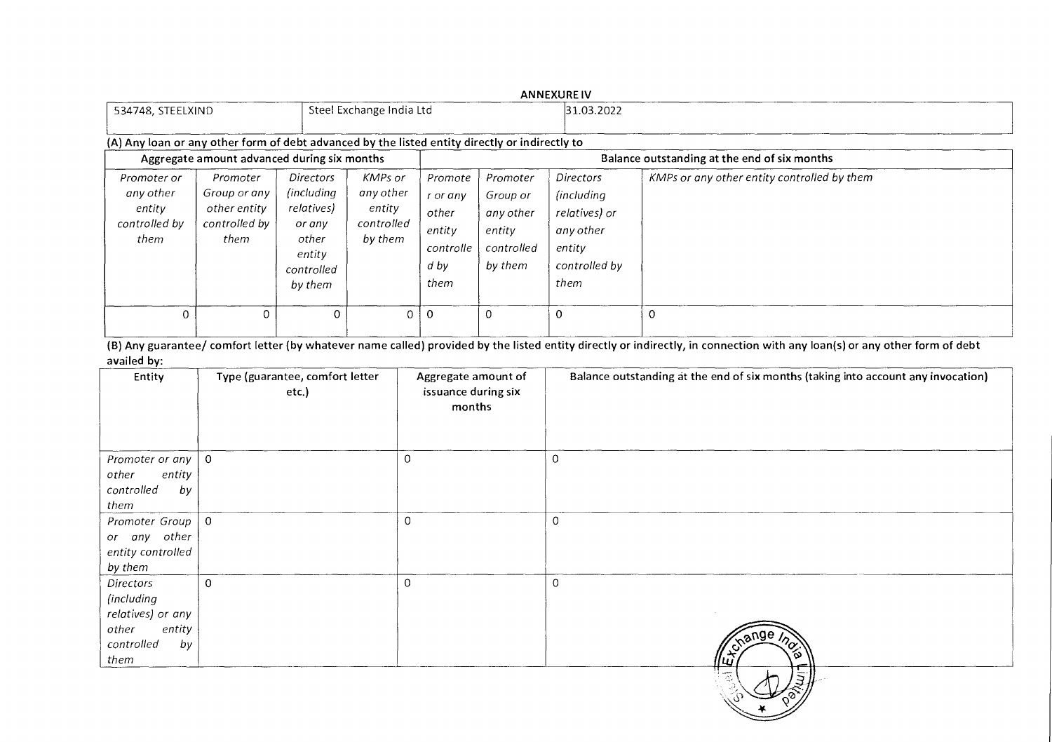## ANNEXURE IV

| 534748, STEELXIND | Steel Exchange India Ltd | 31.03.2022 |
|---|---|---|

**(A) Any loan or any other form of debt advanced by the listed entity directly or indirectly to**

| Aggregate amount advanced during six months | | | | Balance outstanding at the end of six months | | | |
|---|---|---|---|---|---|---|---|
| *Promoter or any other entity controlled by them* | *Promoter Group or any other entity controlled by them* | *Directors (including relatives) or any other entity controlled by them* | *KMPs or any other entity controlled by them* | *Promoter or any other entity controlled by them* | *Promoter Group or any other entity controlled by them* | *Directors (including relatives) or any other entity controlled by them* | *KMPs or any other entity controlled by them* |
| 0 | 0 | 0 | 0 | 0 | 0 | 0 | 0 |

**(B) Any guarantee/ comfort letter (by whatever name called) provided by the listed entity directly or indirectly, in connection with any loan(s) or any other form of debt availed by:**

| Entity | Type (guarantee, comfort letter etc.) | Aggregate amount of issuance during six months | Balance outstanding at the end of six months (taking into account any invocation) |
|---|---|---|---|
| *Promoter or any other entity controlled by them* | 0 | 0 | 0 |
| *Promoter Group or any other entity controlled by them* | 0 | 0 | 0 |
| *Directors (including relatives) or any other entity controlled by them* | 0 | 0 | 0 |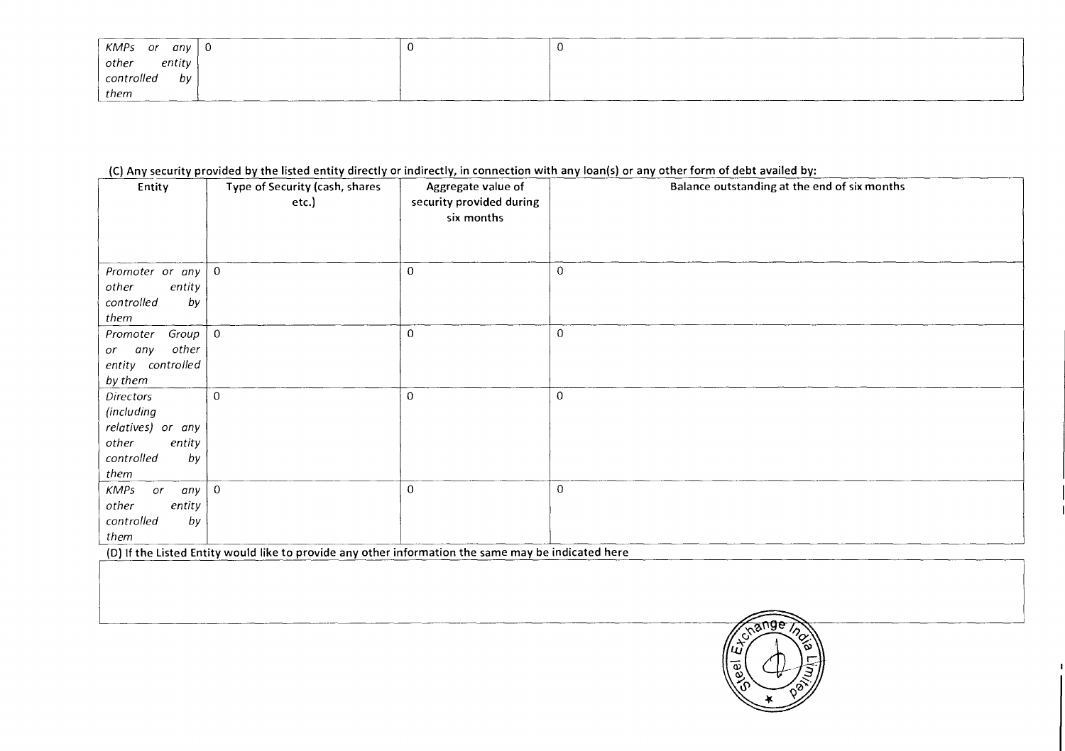| KMPs or any other entity controlled by them | 0 | 0 | 0 |
|---|---|---|---|

(C) Any security provided by the listed entity directly or indirectly, in connection with any loan(s) or any other form of debt availed by:

| Entity | Type of Security (cash, shares etc.) | Aggregate value of security provided during six months | Balance outstanding at the end of six months |
|---|---|---|---|
| *Promoter or any other entity controlled by them* | 0 | 0 | 0 |
| *Promoter Group or any other entity controlled by them* | 0 | 0 | 0 |
| *Directors (including relatives) or any other entity controlled by them* | 0 | 0 | 0 |
| *KMPs or any other entity controlled by them* | 0 | 0 | 0 |

(D) If the Listed Entity would like to provide any other information the same may be indicated here

| |
|---|
| |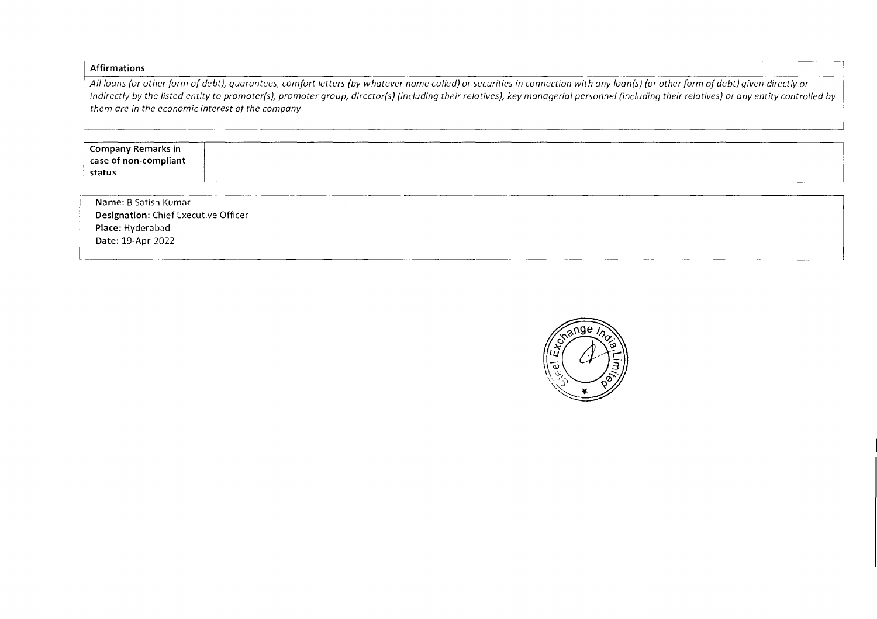| Affirmations |
| --- |
| *All loans (or other form of debt), guarantees, comfort letters (by whatever name called) or securities in connection with any loan(s) (or other form of debt) given directly or indirectly by the listed entity to promoter(s), promoter group, director(s) (including their relatives), key managerial personnel (including their relatives) or any entity controlled by them are in the economic interest of the company* |

| | |
| --- | --- |
| **Company Remarks in case of non-compliant status** | |

**Name:** B Satish Kumar
**Designation:** Chief Executive Officer
**Place:** Hyderabad
**Date:** 19-Apr-2022